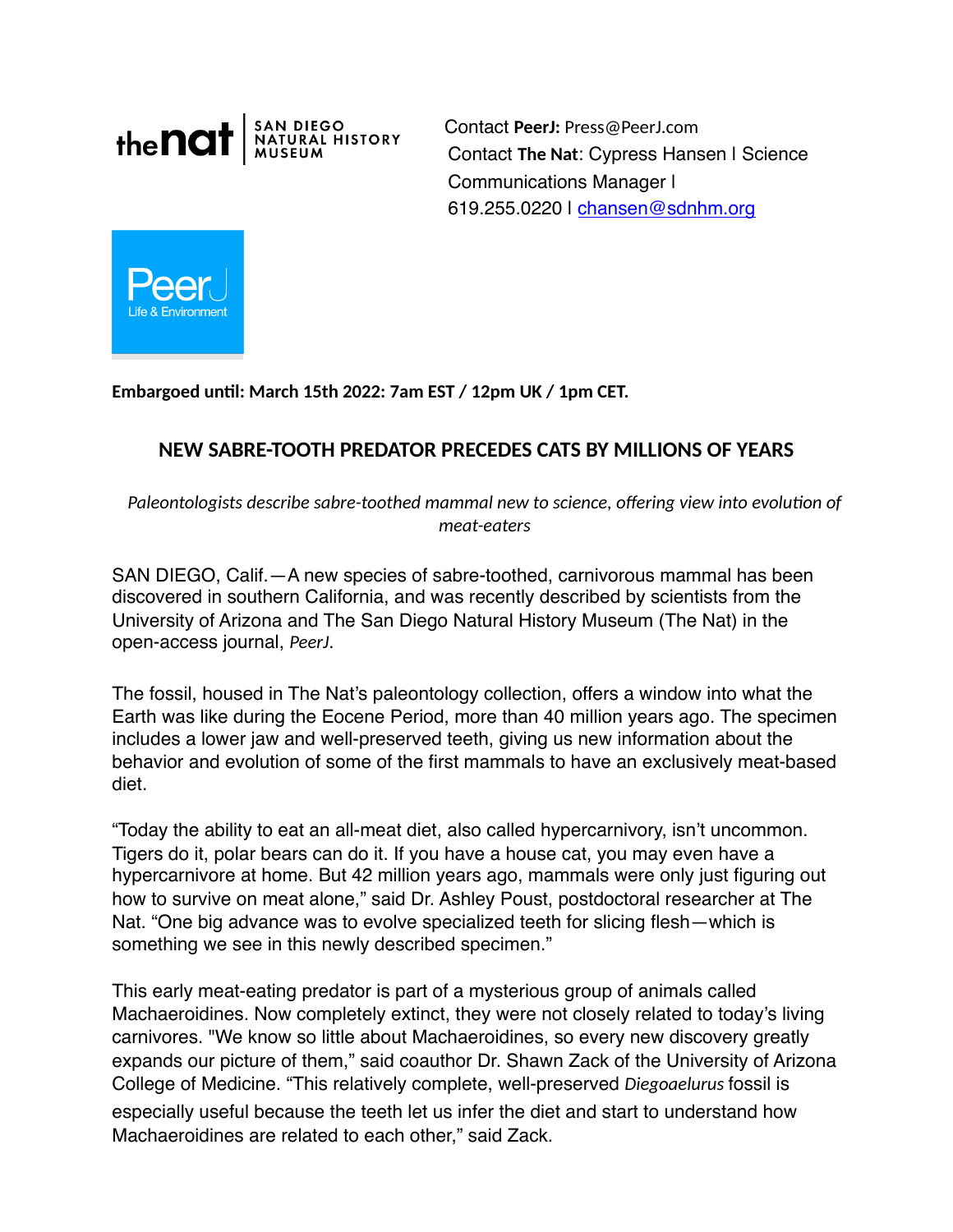the nat | SAN DIEGO NATURAL HISTORY MUSEUM

Contact **PeerJ:** Press@PeerJ.com
Contact **The Nat**: Cypress Hansen l Science Communications Manager l 619.255.0220 l chansen@sdnhm.org

PeerJ Life & Environment

**Embargoed until: March 15th 2022: 7am EST / 12pm UK / 1pm CET.**

# NEW SABRE-TOOTH PREDATOR PRECEDES CATS BY MILLIONS OF YEARS

*Paleontologists describe sabre-toothed mammal new to science, offering view into evolution of meat-eaters*

SAN DIEGO, Calif.—A new species of sabre-toothed, carnivorous mammal has been discovered in southern California, and was recently described by scientists from the University of Arizona and The San Diego Natural History Museum (The Nat) in the open-access journal, *PeerJ*.

The fossil, housed in The Nat's paleontology collection, offers a window into what the Earth was like during the Eocene Period, more than 40 million years ago. The specimen includes a lower jaw and well-preserved teeth, giving us new information about the behavior and evolution of some of the first mammals to have an exclusively meat-based diet.

"Today the ability to eat an all-meat diet, also called hypercarnivory, isn't uncommon. Tigers do it, polar bears can do it. If you have a house cat, you may even have a hypercarnivore at home. But 42 million years ago, mammals were only just figuring out how to survive on meat alone," said Dr. Ashley Poust, postdoctoral researcher at The Nat. "One big advance was to evolve specialized teeth for slicing flesh—which is something we see in this newly described specimen."

This early meat-eating predator is part of a mysterious group of animals called Machaeroidines. Now completely extinct, they were not closely related to today's living carnivores. "We know so little about Machaeroidines, so every new discovery greatly expands our picture of them," said coauthor Dr. Shawn Zack of the University of Arizona College of Medicine. "This relatively complete, well-preserved *Diegoaelurus* fossil is especially useful because the teeth let us infer the diet and start to understand how Machaeroidines are related to each other," said Zack.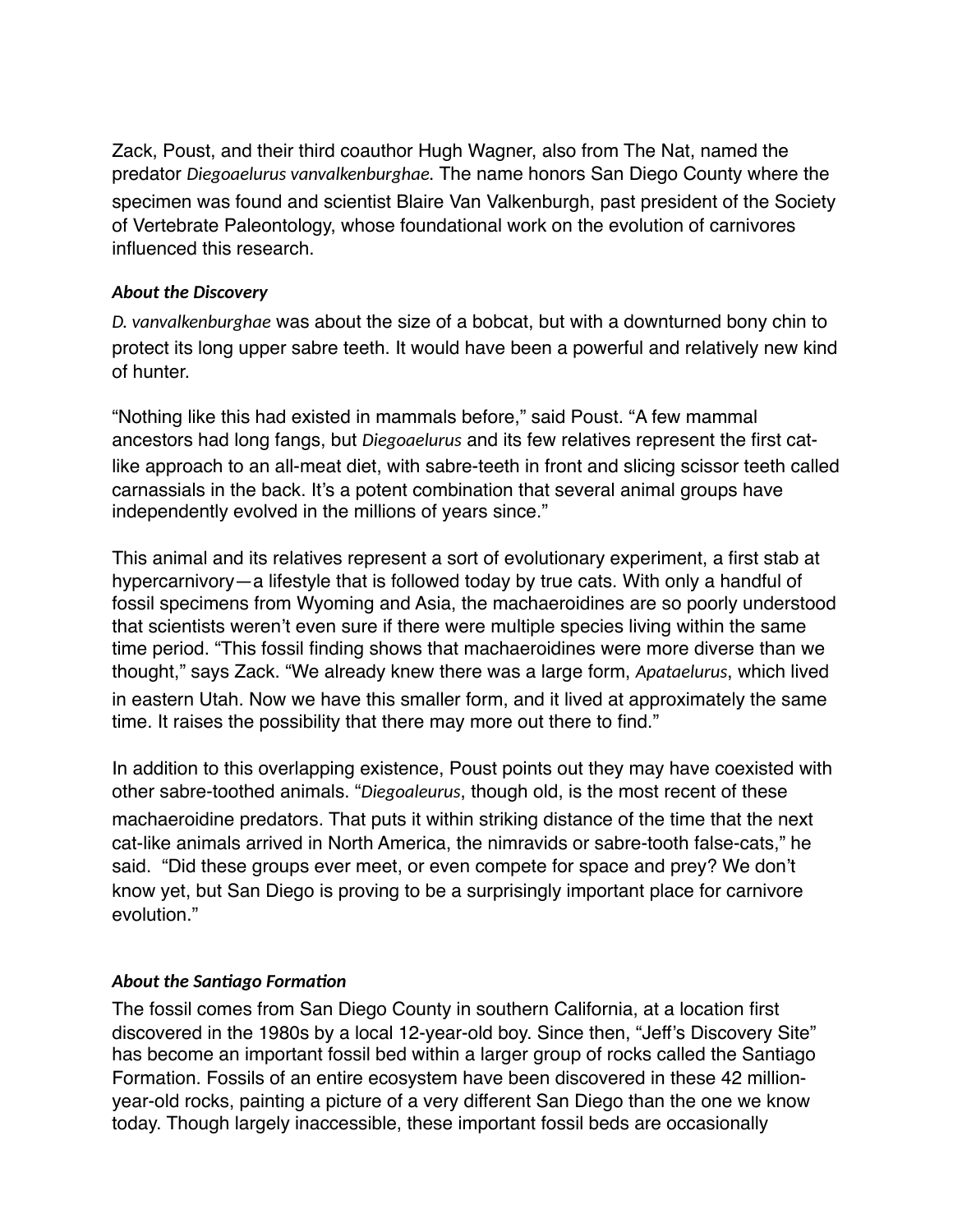Zack, Poust, and their third coauthor Hugh Wagner, also from The Nat, named the predator *Diegoaelurus vanvalkenburghae*. The name honors San Diego County where the specimen was found and scientist Blaire Van Valkenburgh, past president of the Society of Vertebrate Paleontology, whose foundational work on the evolution of carnivores influenced this research.

### *About the Discovery*

*D. vanvalkenburghae* was about the size of a bobcat, but with a downturned bony chin to protect its long upper sabre teeth. It would have been a powerful and relatively new kind of hunter.

"Nothing like this had existed in mammals before," said Poust. "A few mammal ancestors had long fangs, but *Diegoaelurus* and its few relatives represent the first cat-like approach to an all-meat diet, with sabre-teeth in front and slicing scissor teeth called carnassials in the back. It's a potent combination that several animal groups have independently evolved in the millions of years since."

This animal and its relatives represent a sort of evolutionary experiment, a first stab at hypercarnivory—a lifestyle that is followed today by true cats. With only a handful of fossil specimens from Wyoming and Asia, the machaeroidines are so poorly understood that scientists weren't even sure if there were multiple species living within the same time period. "This fossil finding shows that machaeroidines were more diverse than we thought," says Zack. "We already knew there was a large form, *Apataelurus*, which lived in eastern Utah. Now we have this smaller form, and it lived at approximately the same time. It raises the possibility that there may more out there to find."

In addition to this overlapping existence, Poust points out they may have coexisted with other sabre-toothed animals. "*Diegoaleurus*, though old, is the most recent of these machaeroidine predators. That puts it within striking distance of the time that the next cat-like animals arrived in North America, the nimravids or sabre-tooth false-cats," he said. "Did these groups ever meet, or even compete for space and prey? We don't know yet, but San Diego is proving to be a surprisingly important place for carnivore evolution."

### *About the Santiago Formation*

The fossil comes from San Diego County in southern California, at a location first discovered in the 1980s by a local 12-year-old boy. Since then, "Jeff's Discovery Site" has become an important fossil bed within a larger group of rocks called the Santiago Formation. Fossils of an entire ecosystem have been discovered in these 42 million-year-old rocks, painting a picture of a very different San Diego than the one we know today. Though largely inaccessible, these important fossil beds are occasionally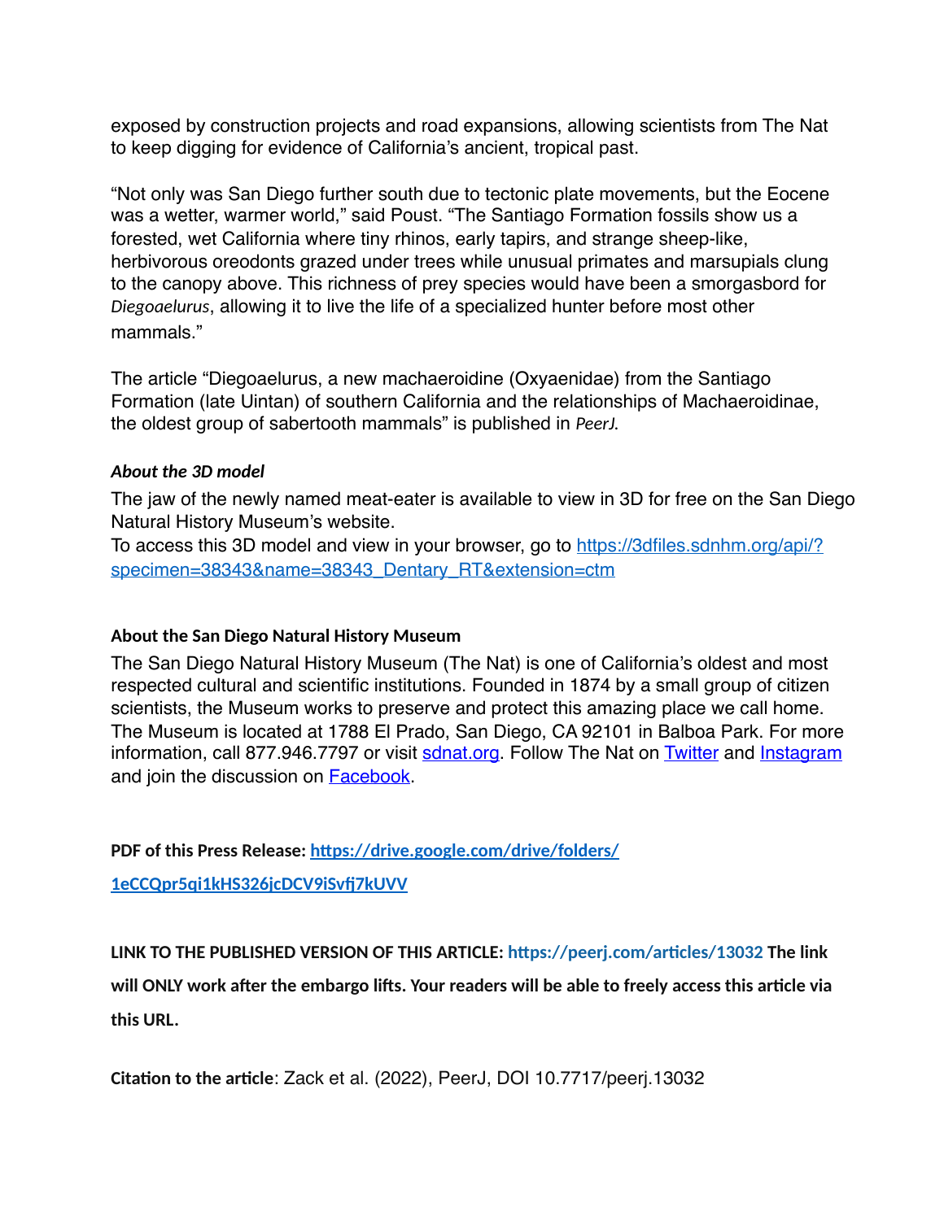exposed by construction projects and road expansions, allowing scientists from The Nat to keep digging for evidence of California's ancient, tropical past.

"Not only was San Diego further south due to tectonic plate movements, but the Eocene was a wetter, warmer world," said Poust. "The Santiago Formation fossils show us a forested, wet California where tiny rhinos, early tapirs, and strange sheep-like, herbivorous oreodonts grazed under trees while unusual primates and marsupials clung to the canopy above. This richness of prey species would have been a smorgasbord for *Diegoaelurus*, allowing it to live the life of a specialized hunter before most other mammals."

The article "Diegoaelurus, a new machaeroidine (Oxyaenidae) from the Santiago Formation (late Uintan) of southern California and the relationships of Machaeroidinae, the oldest group of sabertooth mammals" is published in *PeerJ*.

***About the 3D model***

The jaw of the newly named meat-eater is available to view in 3D for free on the San Diego Natural History Museum's website.
To access this 3D model and view in your browser, go to [https://3dfiles.sdnhm.org/api/?specimen=38343&name=38343_Dentary_RT&extension=ctm](https://3dfiles.sdnhm.org/api/?specimen=38343&name=38343_Dentary_RT&extension=ctm)

**About the San Diego Natural History Museum**

The San Diego Natural History Museum (The Nat) is one of California's oldest and most respected cultural and scientific institutions. Founded in 1874 by a small group of citizen scientists, the Museum works to preserve and protect this amazing place we call home. The Museum is located at 1788 El Prado, San Diego, CA 92101 in Balboa Park. For more information, call 877.946.7797 or visit sdnat.org. Follow The Nat on Twitter and Instagram and join the discussion on Facebook.

**PDF of this Press Release: [https://drive.google.com/drive/folders/1eCCQpr5qi1kHS326jcDCV9iSvfj7kUVV](https://drive.google.com/drive/folders/1eCCQpr5qi1kHS326jcDCV9iSvfj7kUVV)**

**LINK TO THE PUBLISHED VERSION OF THIS ARTICLE: https://peerj.com/articles/13032 The link will ONLY work after the embargo lifts. Your readers will be able to freely access this article via this URL.**

**Citation to the article**: Zack et al. (2022), PeerJ, DOI 10.7717/peerj.13032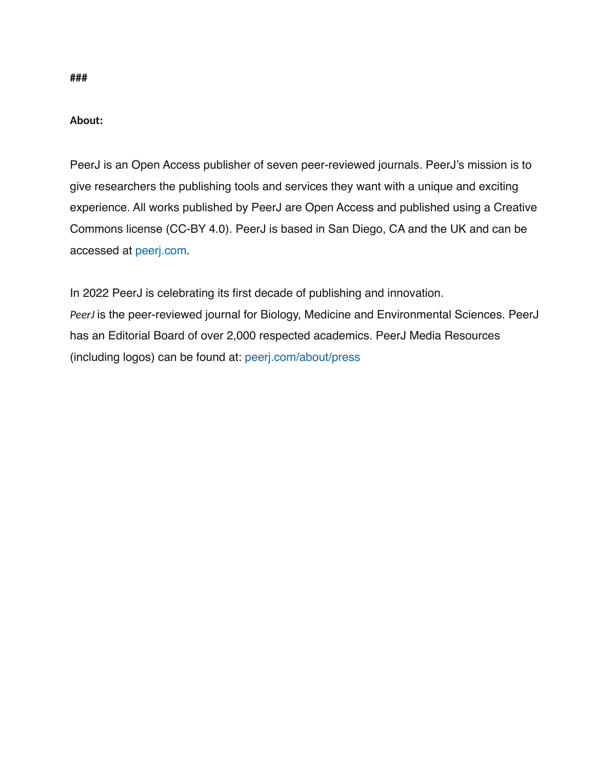###

**About:**

PeerJ is an Open Access publisher of seven peer-reviewed journals. PeerJ's mission is to give researchers the publishing tools and services they want with a unique and exciting experience. All works published by PeerJ are Open Access and published using a Creative Commons license (CC-BY 4.0). PeerJ is based in San Diego, CA and the UK and can be accessed at peerj.com.

In 2022 PeerJ is celebrating its first decade of publishing and innovation.
*PeerJ* is the peer-reviewed journal for Biology, Medicine and Environmental Sciences. PeerJ has an Editorial Board of over 2,000 respected academics. PeerJ Media Resources (including logos) can be found at: peerj.com/about/press